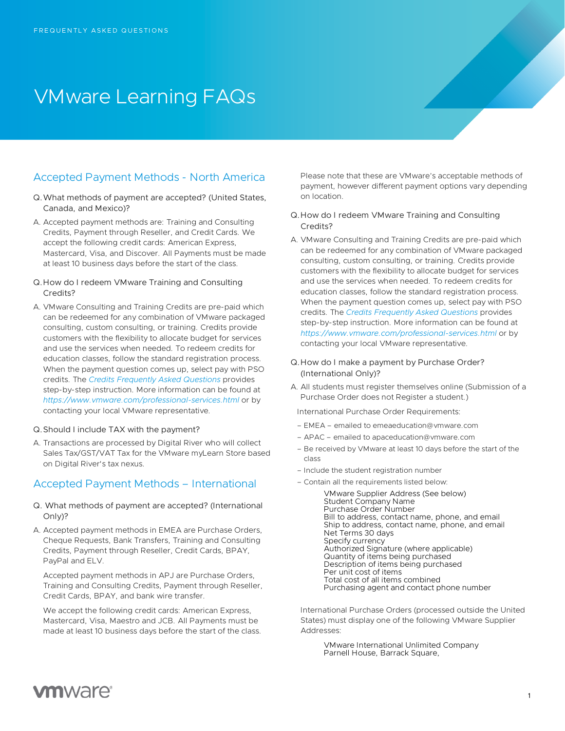FREQUENTLY ASKED QUESTIONS

# VMware Learning FAQs

## Accepted Payment Methods - North America

Q. What methods of payment are accepted? (United States, Canada, and Mexico)?

A. Accepted payment methods are: Training and Consulting Credits, Payment through Reseller, and Credit Cards. We accept the following credit cards: American Express, Mastercard, Visa, and Discover. All Payments must be made at least 10 business days before the start of the class.

Q. How do I redeem VMware Training and Consulting Credits?

A. VMware Consulting and Training Credits are pre-paid which can be redeemed for any combination of VMware packaged consulting, custom consulting, or training. Credits provide customers with the flexibility to allocate budget for services and use the services when needed. To redeem credits for education classes, follow the standard registration process. When the payment question comes up, select pay with PSO credits. The *Credits Frequently Asked Questions* provides step-by-step instruction. More information can be found at *https://www.vmware.com/professional-services.html* or by contacting your local VMware representative.

Q. Should I include TAX with the payment?

A. Transactions are processed by Digital River who will collect Sales Tax/GST/VAT Tax for the VMware myLearn Store based on Digital River's tax nexus.

## Accepted Payment Methods – International

Q. What methods of payment are accepted? (International Only)?

A. Accepted payment methods in EMEA are Purchase Orders, Cheque Requests, Bank Transfers, Training and Consulting Credits, Payment through Reseller, Credit Cards, BPAY, PayPal and ELV.

Accepted payment methods in APJ are Purchase Orders, Training and Consulting Credits, Payment through Reseller, Credit Cards, BPAY, and bank wire transfer.

We accept the following credit cards: American Express, Mastercard, Visa, Maestro and JCB. All Payments must be made at least 10 business days before the start of the class.

Please note that these are VMware's acceptable methods of payment, however different payment options vary depending on location.

Q. How do I redeem VMware Training and Consulting Credits?

A. VMware Consulting and Training Credits are pre-paid which can be redeemed for any combination of VMware packaged consulting, custom consulting, or training. Credits provide customers with the flexibility to allocate budget for services and use the services when needed. To redeem credits for education classes, follow the standard registration process. When the payment question comes up, select pay with PSO credits. The *Credits Frequently Asked Questions* provides step-by-step instruction. More information can be found at *https://www.vmware.com/professional-services.html* or by contacting your local VMware representative.

Q. How do I make a payment by Purchase Order? (International Only)?

A. All students must register themselves online (Submission of a Purchase Order does not Register a student.)

International Purchase Order Requirements:

- EMEA – emailed to emeaeducation@vmware.com
- APAC – emailed to apaceducation@vmware.com
- Be received by VMware at least 10 days before the start of the class
- Include the student registration number
- Contain all the requirements listed below:

  VMware Supplier Address (See below)
  Student Company Name
  Purchase Order Number
  Bill to address, contact name, phone, and email
  Ship to address, contact name, phone, and email
  Net Terms 30 days
  Specify currency
  Authorized Signature (where applicable)
  Quantity of items being purchased
  Description of items being purchased
  Per unit cost of items
  Total cost of all items combined
  Purchasing agent and contact phone number

International Purchase Orders (processed outside the United States) must display one of the following VMware Supplier Addresses:

VMware International Unlimited Company
Parnell House, Barrack Square,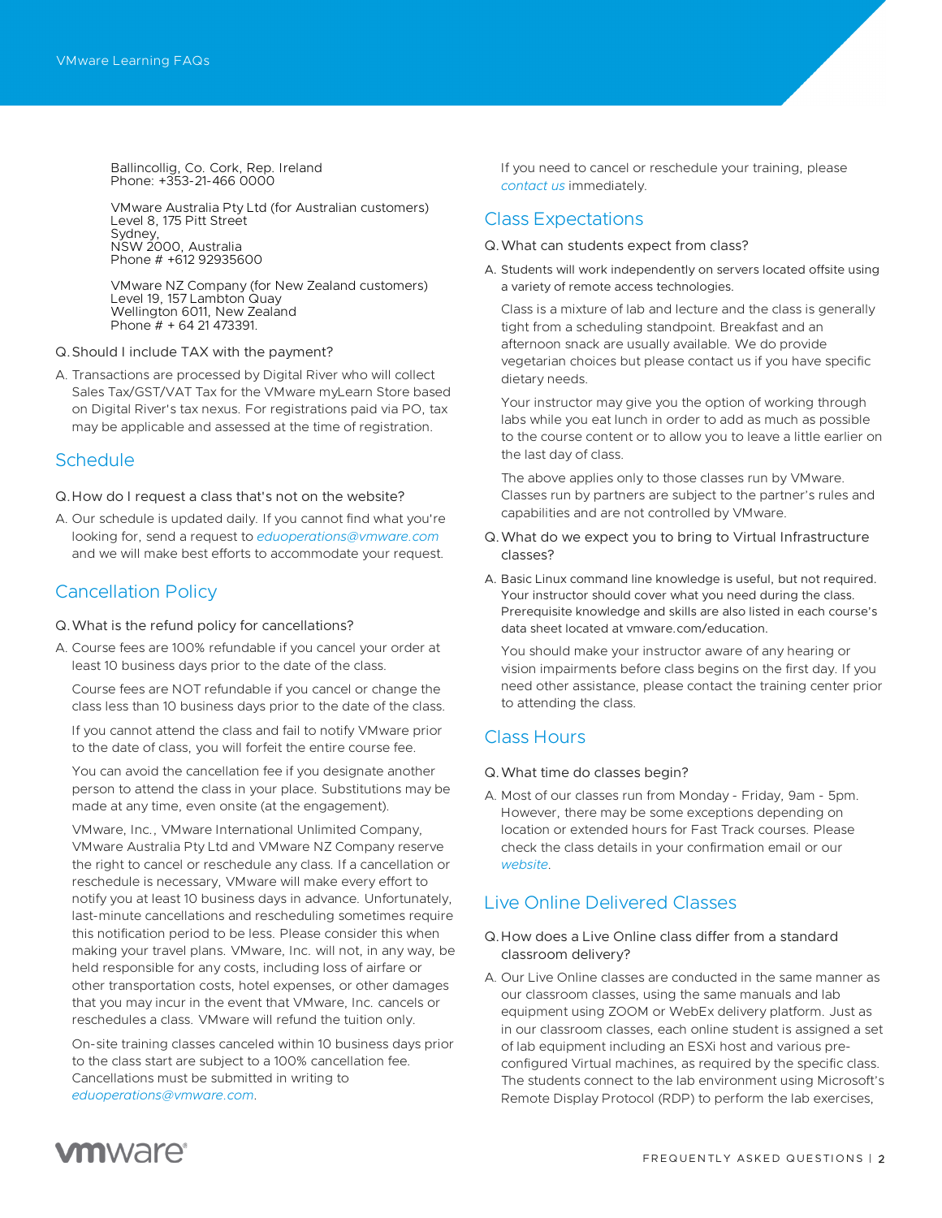Ballincollig, Co. Cork, Rep. Ireland
Phone: +353-21-466 0000

VMware Australia Pty Ltd (for Australian customers)
Level 8, 175 Pitt Street
Sydney,
NSW 2000, Australia
Phone # +612 92935600

VMware NZ Company (for New Zealand customers)
Level 19, 157 Lambton Quay
Wellington 6011, New Zealand
Phone # + 64 21 473391.

Q. Should I include TAX with the payment?

A. Transactions are processed by Digital River who will collect Sales Tax/GST/VAT Tax for the VMware myLearn Store based on Digital River's tax nexus. For registrations paid via PO, tax may be applicable and assessed at the time of registration.

## Schedule

Q. How do I request a class that's not on the website?

A. Our schedule is updated daily. If you cannot find what you're looking for, send a request to *eduoperations@vmware.com* and we will make best efforts to accommodate your request.

## Cancellation Policy

Q. What is the refund policy for cancellations?

A. Course fees are 100% refundable if you cancel your order at least 10 business days prior to the date of the class.

Course fees are NOT refundable if you cancel or change the class less than 10 business days prior to the date of the class.

If you cannot attend the class and fail to notify VMware prior to the date of class, you will forfeit the entire course fee.

You can avoid the cancellation fee if you designate another person to attend the class in your place. Substitutions may be made at any time, even onsite (at the engagement).

VMware, Inc., VMware International Unlimited Company, VMware Australia Pty Ltd and VMware NZ Company reserve the right to cancel or reschedule any class. If a cancellation or reschedule is necessary, VMware will make every effort to notify you at least 10 business days in advance. Unfortunately, last-minute cancellations and rescheduling sometimes require this notification period to be less. Please consider this when making your travel plans. VMware, Inc. will not, in any way, be held responsible for any costs, including loss of airfare or other transportation costs, hotel expenses, or other damages that you may incur in the event that VMware, Inc. cancels or reschedules a class. VMware will refund the tuition only.

On-site training classes canceled within 10 business days prior to the class start are subject to a 100% cancellation fee. Cancellations must be submitted in writing to *eduoperations@vmware.com*.

If you need to cancel or reschedule your training, please *contact us* immediately.

## Class Expectations

Q. What can students expect from class?

A. Students will work independently on servers located offsite using a variety of remote access technologies.

Class is a mixture of lab and lecture and the class is generally tight from a scheduling standpoint. Breakfast and an afternoon snack are usually available. We do provide vegetarian choices but please contact us if you have specific dietary needs.

Your instructor may give you the option of working through labs while you eat lunch in order to add as much as possible to the course content or to allow you to leave a little earlier on the last day of class.

The above applies only to those classes run by VMware. Classes run by partners are subject to the partner's rules and capabilities and are not controlled by VMware.

Q. What do we expect you to bring to Virtual Infrastructure classes?

A. Basic Linux command line knowledge is useful, but not required. Your instructor should cover what you need during the class. Prerequisite knowledge and skills are also listed in each course's data sheet located at vmware.com/education.

You should make your instructor aware of any hearing or vision impairments before class begins on the first day. If you need other assistance, please contact the training center prior to attending the class.

## Class Hours

Q. What time do classes begin?

A. Most of our classes run from Monday - Friday, 9am - 5pm. However, there may be some exceptions depending on location or extended hours for Fast Track courses. Please check the class details in your confirmation email or our *website*.

## Live Online Delivered Classes

Q. How does a Live Online class differ from a standard classroom delivery?

A. Our Live Online classes are conducted in the same manner as our classroom classes, using the same manuals and lab equipment using ZOOM or WebEx delivery platform. Just as in our classroom classes, each online student is assigned a set of lab equipment including an ESXi host and various pre-configured Virtual machines, as required by the specific class. The students connect to the lab environment using Microsoft's Remote Display Protocol (RDP) to perform the lab exercises,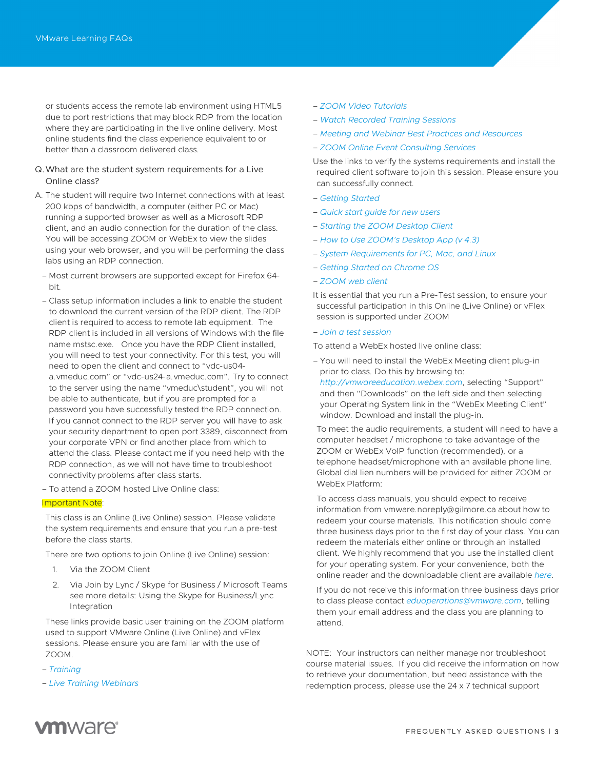or students access the remote lab environment using HTML5 due to port restrictions that may block RDP from the location where they are participating in the live online delivery. Most online students find the class experience equivalent to or better than a classroom delivered class.

Q. What are the student system requirements for a Live Online class?

A. The student will require two Internet connections with at least 200 kbps of bandwidth, a computer (either PC or Mac) running a supported browser as well as a Microsoft RDP client, and an audio connection for the duration of the class. You will be accessing ZOOM or WebEx to view the slides using your web browser, and you will be performing the class labs using an RDP connection.

- Most current browsers are supported except for Firefox 64-bit.
- Class setup information includes a link to enable the student to download the current version of the RDP client. The RDP client is required to access to remote lab equipment. The RDP client is included in all versions of Windows with the file name mstsc.exe. Once you have the RDP Client installed, you will need to test your connectivity. For this test, you will need to open the client and connect to “vdc-us04-a.vmeduc.com” or “vdc-us24-a.vmeduc.com”. Try to connect to the server using the name “vmeduc\student”, you will not be able to authenticate, but if you are prompted for a password you have successfully tested the RDP connection. If you cannot connect to the RDP server you will have to ask your security department to open port 3389, disconnect from your corporate VPN or find another place from which to attend the class. Please contact me if you need help with the RDP connection, as we will not have time to troubleshoot connectivity problems after class starts.
- To attend a ZOOM hosted Live Online class:

Important Note:

This class is an Online (Live Online) session. Please validate the system requirements and ensure that you run a pre-test before the class starts.

There are two options to join Online (Live Online) session:

1. Via the ZOOM Client
2. Via Join by Lync / Skype for Business / Microsoft Teams see more details: Using the Skype for Business/Lync Integration

These links provide basic user training on the ZOOM platform used to support VMware Online (Live Online) and vFlex sessions. Please ensure you are familiar with the use of ZOOM.

- *Training*
- *Live Training Webinars*
- *ZOOM Video Tutorials*
- *Watch Recorded Training Sessions*
- *Meeting and Webinar Best Practices and Resources*
- *ZOOM Online Event Consulting Services*

Use the links to verify the systems requirements and install the required client software to join this session. Please ensure you can successfully connect.

- *Getting Started*
- *Quick start guide for new users*
- *Starting the ZOOM Desktop Client*
- *How to Use ZOOM's Desktop App (v 4.3)*
- *System Requirements for PC, Mac, and Linux*
- *Getting Started on Chrome OS*
- *ZOOM web client*

It is essential that you run a Pre-Test session, to ensure your successful participation in this Online (Live Online) or vFlex session is supported under ZOOM

- *Join a test session*

To attend a WebEx hosted live online class:

- You will need to install the WebEx Meeting client plug-in prior to class. Do this by browsing to: *http://vmwareeducation.webex.com*, selecting “Support” and then “Downloads” on the left side and then selecting your Operating System link in the “WebEx Meeting Client” window. Download and install the plug-in.

To meet the audio requirements, a student will need to have a computer headset / microphone to take advantage of the ZOOM or WebEx VoIP function (recommended), or a telephone headset/microphone with an available phone line. Global dial lien numbers will be provided for either ZOOM or WebEx Platform:

To access class manuals, you should expect to receive information from vmware.noreply@gilmore.ca about how to redeem your course materials. This notification should come three business days prior to the first day of your class. You can redeem the materials either online or through an installed client. We highly recommend that you use the installed client for your operating system. For your convenience, both the online reader and the downloadable client are available *here*.

If you do not receive this information three business days prior to class please contact *eduoperations@vmware.com*, telling them your email address and the class you are planning to attend.

NOTE: Your instructors can neither manage nor troubleshoot course material issues. If you did receive the information on how to retrieve your documentation, but need assistance with the redemption process, please use the 24 x 7 technical support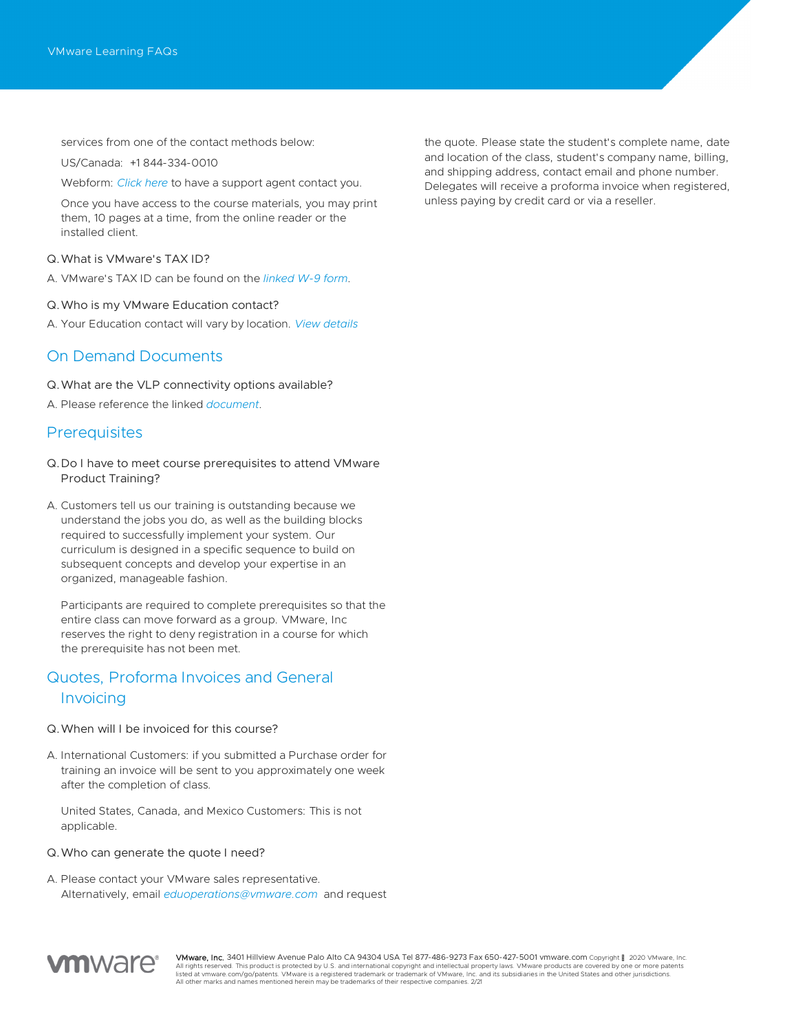services from one of the contact methods below:

US/Canada: +1 844-334-0010

Webform: *Click here* to have a support agent contact you.

Once you have access to the course materials, you may print them, 10 pages at a time, from the online reader or the installed client.

Q. What is VMware's TAX ID?

A. VMware's TAX ID can be found on the *linked W-9 form*.

Q. Who is my VMware Education contact?

A. Your Education contact will vary by location. *View details*

## On Demand Documents

Q. What are the VLP connectivity options available?

A. Please reference the linked *document*.

## Prerequisites

Q. Do I have to meet course prerequisites to attend VMware Product Training?

A. Customers tell us our training is outstanding because we understand the jobs you do, as well as the building blocks required to successfully implement your system. Our curriculum is designed in a specific sequence to build on subsequent concepts and develop your expertise in an organized, manageable fashion.

Participants are required to complete prerequisites so that the entire class can move forward as a group. VMware, Inc reserves the right to deny registration in a course for which the prerequisite has not been met.

## Quotes, Proforma Invoices and General Invoicing

Q. When will I be invoiced for this course?

A. International Customers: if you submitted a Purchase order for training an invoice will be sent to you approximately one week after the completion of class.

United States, Canada, and Mexico Customers: This is not applicable.

Q. Who can generate the quote I need?

A. Please contact your VMware sales representative. Alternatively, email *eduoperations@vmware.com* and request the quote. Please state the student's complete name, date and location of the class, student's company name, billing, and shipping address, contact email and phone number. Delegates will receive a proforma invoice when registered, unless paying by credit card or via a reseller.